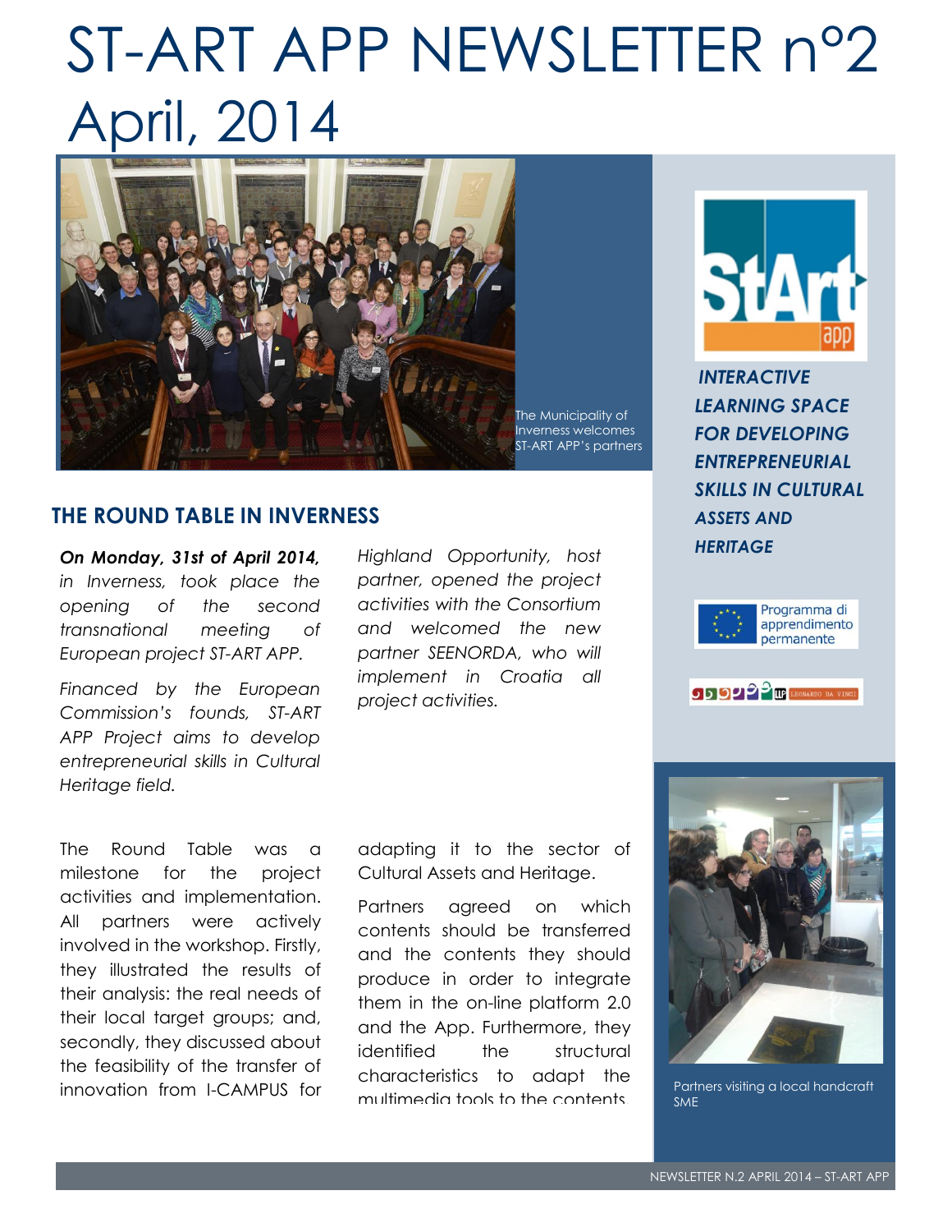# ST-ART APP NEWSLETTER n°2 April, 2014

The Municipality of Inverness welcomes ST-ART APP's partners

***INTERACTIVE LEARNING SPACE FOR DEVELOPING ENTREPRENEURIAL SKILLS IN CULTURAL ASSETS AND HERITAGE***

Programma di apprendimento permanente

LEONARDO DA VINCI

## THE ROUND TABLE IN INVERNESS

***On Monday, 31st of April 2014,*** *in Inverness, took place the opening of the second transnational meeting of European project ST-ART APP.*

*Financed by the European Commission's founds, ST-ART APP Project aims to develop entrepreneurial skills in Cultural Heritage field.*

*Highland Opportunity, host partner, opened the project activities with the Consortium and welcomed the new partner SEENORDA, who will implement in Croatia all project activities.*

The Round Table was a milestone for the project activities and implementation. All partners were actively involved in the workshop. Firstly, they illustrated the results of their analysis: the real needs of their local target groups; and, secondly, they discussed about the feasibility of the transfer of innovation from I-CAMPUS for adapting it to the sector of Cultural Assets and Heritage.

Partners agreed on which contents should be transferred and the contents they should produce in order to integrate them in the on-line platform 2.0 and the App. Furthermore, they identified the structural characteristics to adapt the multimedia tools to the contents

Partners visiting a local handcraft SME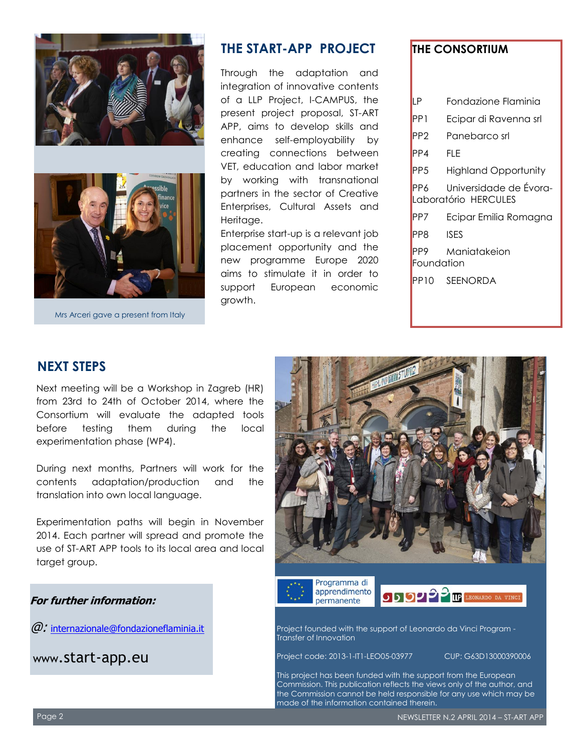Mrs Arceri gave a present from Italy

## THE START-APP PROJECT

Through the adaptation and integration of innovative contents of a LLP Project, I-CAMPUS, the present project proposal, ST-ART APP, aims to develop skills and enhance self-employability by creating connections between VET, education and labor market by working with transnational partners in the sector of Creative Enterprises, Cultural Assets and Heritage.

Enterprise start-up is a relevant job placement opportunity and the new programme Europe 2020 aims to stimulate it in order to support European economic growth.

## THE CONSORTIUM

| | |
|---|---|
| LP | Fondazione Flaminia |
| PP1 | Ecipar di Ravenna srl |
| PP2 | Panebarco srl |
| PP4 | FLE |
| PP5 | Highland Opportunity |
| PP6 | Universidade de Évora-Laboratório HERCULES |
| PP7 | Ecipar Emilia Romagna |
| PP8 | ISES |
| PP9 | Maniatakeion Foundation |
| PP10 | SEENORDA |

## NEXT STEPS

Next meeting will be a Workshop in Zagreb (HR) from 23rd to 24th of October 2014, where the Consortium will evaluate the adapted tools before testing them during the local experimentation phase (WP4).

During next months, Partners will work for the contents adaptation/production and the translation into own local language.

Experimentation paths will begin in November 2014. Each partner will spread and promote the use of ST-ART APP tools to its local area and local target group.

***For further information:***

@: internazionale@fondazioneflaminia.it

www.start-app.eu

Programma di apprendimento permanente

LLP LEONARDO DA VINCI

Project founded with the support of Leonardo da Vinci Program - Transfer of Innovation

Project code: 2013-1-IT1-LEO05-03977 CUP: G63D13000390006

This project has been funded with the support from the European Commission. This publication reflects the views only of the author, and the Commission cannot be held responsible for any use which may be made of the information contained therein.